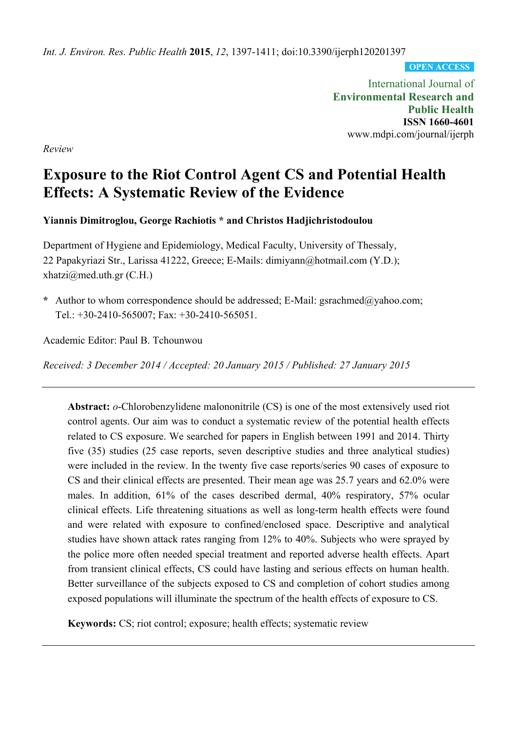*Int. J. Environ. Res. Public Health* **2015**, *12*, 1397-1411; doi:10.3390/ijerph120201397

OPEN ACCESS

International Journal of
**Environmental Research and Public Health**
**ISSN 1660-4601**
www.mdpi.com/journal/ijerph

*Review*

# Exposure to the Riot Control Agent CS and Potential Health Effects: A Systematic Review of the Evidence

**Yiannis Dimitroglou, George Rachiotis * and Christos Hadjichristodoulou**

Department of Hygiene and Epidemiology, Medical Faculty, University of Thessaly, 22 Papakyriazi Str., Larissa 41222, Greece; E-Mails: dimiyann@hotmail.com (Y.D.); xhatzi@med.uth.gr (C.H.)

**\*** Author to whom correspondence should be addressed; E-Mail: gsrachmed@yahoo.com; Tel.: +30-2410-565007; Fax: +30-2410-565051.

Academic Editor: Paul B. Tchounwou

*Received: 3 December 2014 / Accepted: 20 January 2015 / Published: 27 January 2015*

---

**Abstract:** *o*-Chlorobenzylidene malononitrile (CS) is one of the most extensively used riot control agents. Our aim was to conduct a systematic review of the potential health effects related to CS exposure. We searched for papers in English between 1991 and 2014. Thirty five (35) studies (25 case reports, seven descriptive studies and three analytical studies) were included in the review. In the twenty five case reports/series 90 cases of exposure to CS and their clinical effects are presented. Their mean age was 25.7 years and 62.0% were males. In addition, 61% of the cases described dermal, 40% respiratory, 57% ocular clinical effects. Life threatening situations as well as long-term health effects were found and were related with exposure to confined/enclosed space. Descriptive and analytical studies have shown attack rates ranging from 12% to 40%. Subjects who were sprayed by the police more often needed special treatment and reported adverse health effects. Apart from transient clinical effects, CS could have lasting and serious effects on human health. Better surveillance of the subjects exposed to CS and completion of cohort studies among exposed populations will illuminate the spectrum of the health effects of exposure to CS.

**Keywords:** CS; riot control; exposure; health effects; systematic review

---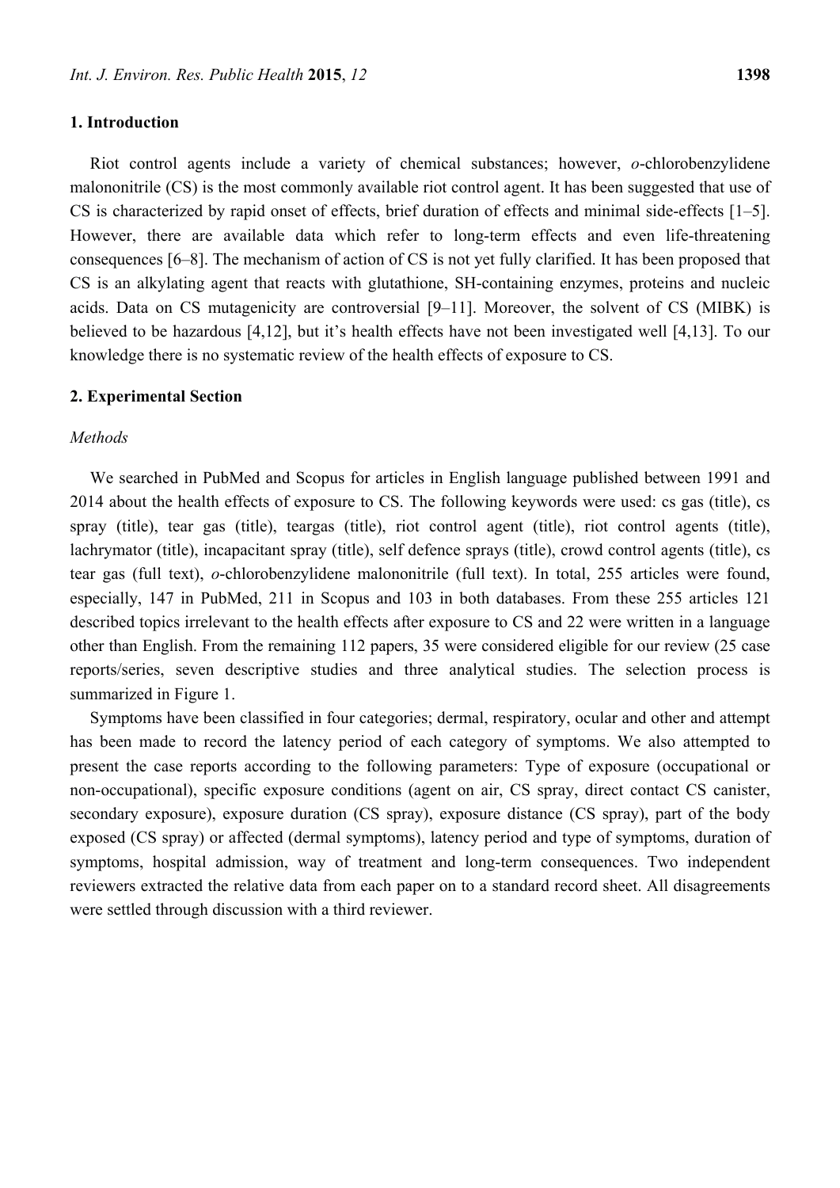## 1. Introduction

Riot control agents include a variety of chemical substances; however, *o*-chlorobenzylidene malononitrile (CS) is the most commonly available riot control agent. It has been suggested that use of CS is characterized by rapid onset of effects, brief duration of effects and minimal side-effects [1–5]. However, there are available data which refer to long-term effects and even life-threatening consequences [6–8]. The mechanism of action of CS is not yet fully clarified. It has been proposed that CS is an alkylating agent that reacts with glutathione, SH-containing enzymes, proteins and nucleic acids. Data on CS mutagenicity are controversial [9–11]. Moreover, the solvent of CS (MIBK) is believed to be hazardous [4,12], but it's health effects have not been investigated well [4,13]. To our knowledge there is no systematic review of the health effects of exposure to CS.

## 2. Experimental Section

### *Methods*

We searched in PubMed and Scopus for articles in English language published between 1991 and 2014 about the health effects of exposure to CS. The following keywords were used: cs gas (title), cs spray (title), tear gas (title), teargas (title), riot control agent (title), riot control agents (title), lachrymator (title), incapacitant spray (title), self defence sprays (title), crowd control agents (title), cs tear gas (full text), *o*-chlorobenzylidene malononitrile (full text). In total, 255 articles were found, especially, 147 in PubMed, 211 in Scopus and 103 in both databases. From these 255 articles 121 described topics irrelevant to the health effects after exposure to CS and 22 were written in a language other than English. From the remaining 112 papers, 35 were considered eligible for our review (25 case reports/series, seven descriptive studies and three analytical studies. The selection process is summarized in Figure 1.

Symptoms have been classified in four categories; dermal, respiratory, ocular and other and attempt has been made to record the latency period of each category of symptoms. We also attempted to present the case reports according to the following parameters: Type of exposure (occupational or non-occupational), specific exposure conditions (agent on air, CS spray, direct contact CS canister, secondary exposure), exposure duration (CS spray), exposure distance (CS spray), part of the body exposed (CS spray) or affected (dermal symptoms), latency period and type of symptoms, duration of symptoms, hospital admission, way of treatment and long-term consequences. Two independent reviewers extracted the relative data from each paper on to a standard record sheet. All disagreements were settled through discussion with a third reviewer.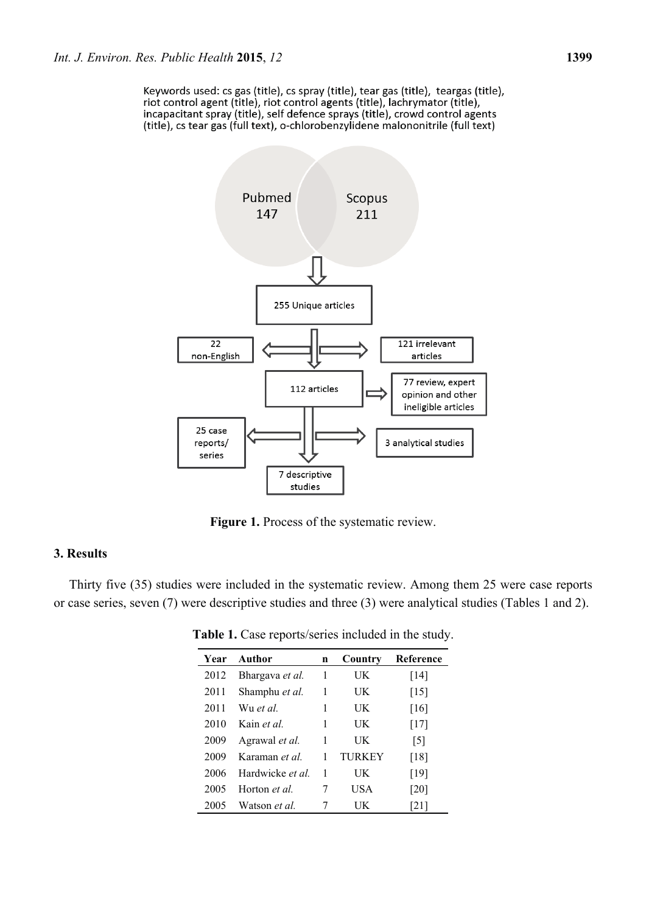Keywords used: cs gas (title), cs spray (title), tear gas (title), teargas (title), riot control agent (title), riot control agents (title), lachrymator (title), incapacitant spray (title), self defence sprays (title), crowd control agents (title), cs tear gas (full text), o-chlorobenzylidene malononitrile (full text)

Pubmed 147

Scopus 211

255 Unique articles

22 non-English

121 irrelevant articles

112 articles

77 review, expert opinion and other ineligible articles

25 case reports/ series

3 analytical studies

7 descriptive studies

**Figure 1.** Process of the systematic review.

## 3. Results

Thirty five (35) studies were included in the systematic review. Among them 25 were case reports or case series, seven (7) were descriptive studies and three (3) were analytical studies (Tables 1 and 2).

**Table 1.** Case reports/series included in the study.

| Year | Author | n | Country | Reference |
|---|---|---|---|---|
| 2012 | Bhargava *et al.* | 1 | UK | [14] |
| 2011 | Shamphu *et al.* | 1 | UK | [15] |
| 2011 | Wu *et al.* | 1 | UK | [16] |
| 2010 | Kain *et al.* | 1 | UK | [17] |
| 2009 | Agrawal *et al.* | 1 | UK | [5] |
| 2009 | Karaman *et al.* | 1 | TURKEY | [18] |
| 2006 | Hardwicke *et al.* | 1 | UK | [19] |
| 2005 | Horton *et al.* | 7 | USA | [20] |
| 2005 | Watson *et al.* | 7 | UK | [21] |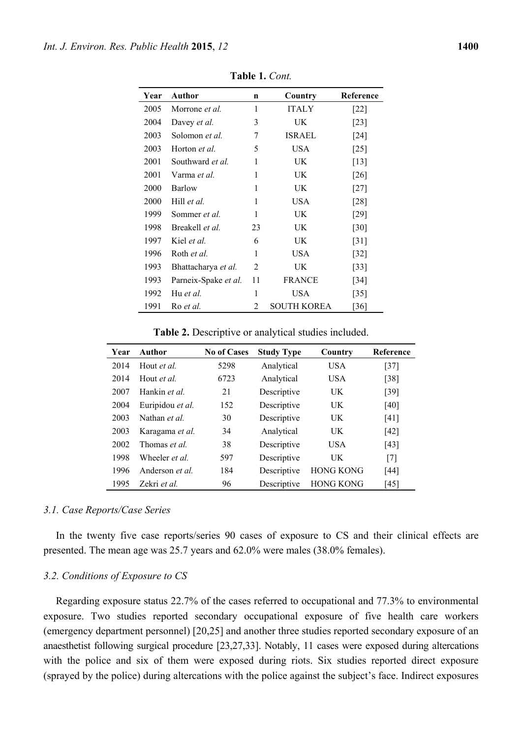**Table 1.** *Cont.*

| Year | Author | n | Country | Reference |
|---|---|---|---|---|
| 2005 | Morrone *et al.* | 1 | ITALY | [22] |
| 2004 | Davey *et al.* | 3 | UK | [23] |
| 2003 | Solomon *et al.* | 7 | ISRAEL | [24] |
| 2003 | Horton *et al.* | 5 | USA | [25] |
| 2001 | Southward *et al.* | 1 | UK | [13] |
| 2001 | Varma *et al.* | 1 | UK | [26] |
| 2000 | Barlow | 1 | UK | [27] |
| 2000 | Hill *et al.* | 1 | USA | [28] |
| 1999 | Sommer *et al.* | 1 | UK | [29] |
| 1998 | Breakell *et al.* | 23 | UK | [30] |
| 1997 | Kiel *et al.* | 6 | UK | [31] |
| 1996 | Roth *et al.* | 1 | USA | [32] |
| 1993 | Bhattacharya *et al.* | 2 | UK | [33] |
| 1993 | Parneix-Spake *et al.* | 11 | FRANCE | [34] |
| 1992 | Hu *et al.* | 1 | USA | [35] |
| 1991 | Ro *et al.* | 2 | SOUTH KOREA | [36] |

**Table 2.** Descriptive or analytical studies included.

| Year | Author | No of Cases | Study Type | Country | Reference |
|---|---|---|---|---|---|
| 2014 | Hout *et al.* | 5298 | Analytical | USA | [37] |
| 2014 | Hout *et al.* | 6723 | Analytical | USA | [38] |
| 2007 | Hankin *et al.* | 21 | Descriptive | UK | [39] |
| 2004 | Euripidou *et al.* | 152 | Descriptive | UK | [40] |
| 2003 | Nathan *et al.* | 30 | Descriptive | UK | [41] |
| 2003 | Karagama *et al.* | 34 | Analytical | UK | [42] |
| 2002 | Thomas *et al.* | 38 | Descriptive | USA | [43] |
| 1998 | Wheeler *et al.* | 597 | Descriptive | UK | [7] |
| 1996 | Anderson *et al.* | 184 | Descriptive | HONG KONG | [44] |
| 1995 | Zekri *et al.* | 96 | Descriptive | HONG KONG | [45] |

### 3.1. Case Reports/Case Series

In the twenty five case reports/series 90 cases of exposure to CS and their clinical effects are presented. The mean age was 25.7 years and 62.0% were males (38.0% females).

### 3.2. Conditions of Exposure to CS

Regarding exposure status 22.7% of the cases referred to occupational and 77.3% to environmental exposure. Two studies reported secondary occupational exposure of five health care workers (emergency department personnel) [20,25] and another three studies reported secondary exposure of an anaesthetist following surgical procedure [23,27,33]. Notably, 11 cases were exposed during altercations with the police and six of them were exposed during riots. Six studies reported direct exposure (sprayed by the police) during altercations with the police against the subject's face. Indirect exposures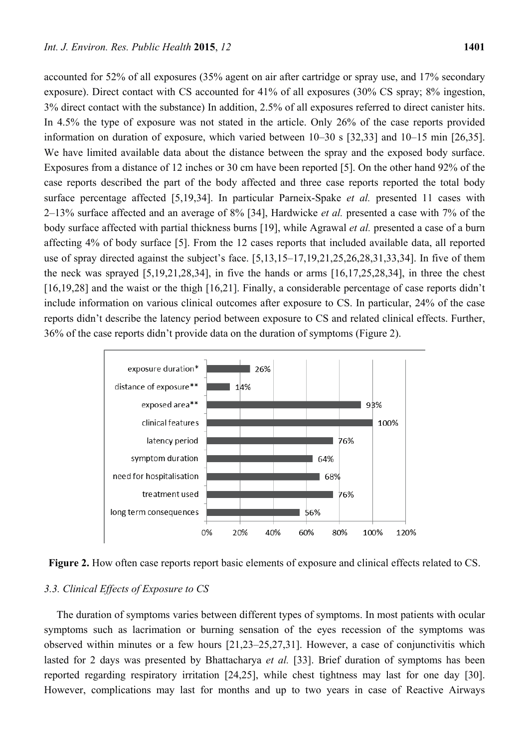accounted for 52% of all exposures (35% agent on air after cartridge or spray use, and 17% secondary exposure). Direct contact with CS accounted for 41% of all exposures (30% CS spray; 8% ingestion, 3% direct contact with the substance) In addition, 2.5% of all exposures referred to direct canister hits. In 4.5% the type of exposure was not stated in the article. Only 26% of the case reports provided information on duration of exposure, which varied between 10–30 s [32,33] and 10–15 min [26,35]. We have limited available data about the distance between the spray and the exposed body surface. Exposures from a distance of 12 inches or 30 cm have been reported [5]. On the other hand 92% of the case reports described the part of the body affected and three case reports reported the total body surface percentage affected [5,19,34]. In particular Parneix-Spake *et al.* presented 11 cases with 2–13% surface affected and an average of 8% [34], Hardwicke *et al.* presented a case with 7% of the body surface affected with partial thickness burns [19], while Agrawal *et al.* presented a case of a burn affecting 4% of body surface [5]. From the 12 cases reports that included available data, all reported use of spray directed against the subject's face. [5,13,15–17,19,21,25,26,28,31,33,34]. In five of them the neck was sprayed [5,19,21,28,34], in five the hands or arms [16,17,25,28,34], in three the chest [16,19,28] and the waist or the thigh [16,21]. Finally, a considerable percentage of case reports didn't include information on various clinical outcomes after exposure to CS. In particular, 24% of the case reports didn't describe the latency period between exposure to CS and related clinical effects. Further, 36% of the case reports didn't provide data on the duration of symptoms (Figure 2).

| Element | Percentage |
| --- | --- |
| exposure duration* | 26% |
| distance of exposure** | 14% |
| exposed area** | 93% |
| clinical features | 100% |
| latency period | 76% |
| symptom duration | 64% |
| need for hospitalisation | 68% |
| treatment used | 76% |
| long term consequences | 56% |

**Figure 2.** How often case reports report basic elements of exposure and clinical effects related to CS.

### 3.3. Clinical Effects of Exposure to CS

The duration of symptoms varies between different types of symptoms. In most patients with ocular symptoms such as lacrimation or burning sensation of the eyes recession of the symptoms was observed within minutes or a few hours [21,23–25,27,31]. However, a case of conjunctivitis which lasted for 2 days was presented by Bhattacharya *et al.* [33]. Brief duration of symptoms has been reported regarding respiratory irritation [24,25], while chest tightness may last for one day [30]. However, complications may last for months and up to two years in case of Reactive Airways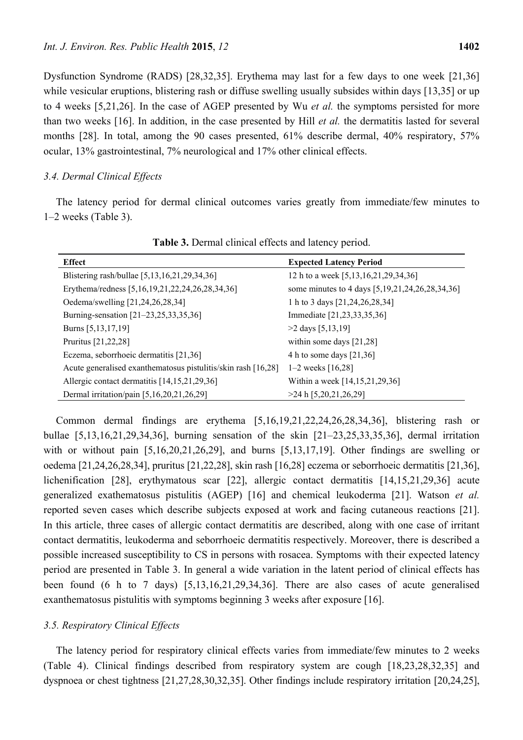Dysfunction Syndrome (RADS) [28,32,35]. Erythema may last for a few days to one week [21,36] while vesicular eruptions, blistering rash or diffuse swelling usually subsides within days [13,35] or up to 4 weeks [5,21,26]. In the case of AGEP presented by Wu *et al.* the symptoms persisted for more than two weeks [16]. In addition, in the case presented by Hill *et al.* the dermatitis lasted for several months [28]. In total, among the 90 cases presented, 61% describe dermal, 40% respiratory, 57% ocular, 13% gastrointestinal, 7% neurological and 17% other clinical effects.

### 3.4. Dermal Clinical Effects

The latency period for dermal clinical outcomes varies greatly from immediate/few minutes to 1–2 weeks (Table 3).

**Table 3.** Dermal clinical effects and latency period.

| Effect | Expected Latency Period |
|---|---|
| Blistering rash/bullae [5,13,16,21,29,34,36] | 12 h to a week [5,13,16,21,29,34,36] |
| Erythema/redness [5,16,19,21,22,24,26,28,34,36] | some minutes to 4 days [5,19,21,24,26,28,34,36] |
| Oedema/swelling [21,24,26,28,34] | 1 h to 3 days [21,24,26,28,34] |
| Burning-sensation [21–23,25,33,35,36] | Immediate [21,23,33,35,36] |
| Burns [5,13,17,19] | >2 days [5,13,19] |
| Pruritus [21,22,28] | within some days [21,28] |
| Eczema, seborrhoeic dermatitis [21,36] | 4 h to some days [21,36] |
| Acute generalised exanthematosus pistulitis/skin rash [16,28] | 1–2 weeks [16,28] |
| Allergic contact dermatitis [14,15,21,29,36] | Within a week [14,15,21,29,36] |
| Dermal irritation/pain [5,16,20,21,26,29] | >24 h [5,20,21,26,29] |

Common dermal findings are erythema [5,16,19,21,22,24,26,28,34,36], blistering rash or bullae [5,13,16,21,29,34,36], burning sensation of the skin [21–23,25,33,35,36], dermal irritation with or without pain [5,16,20,21,26,29], and burns [5,13,17,19]. Other findings are swelling or oedema [21,24,26,28,34], pruritus [21,22,28], skin rash [16,28] eczema or seborrhoeic dermatitis [21,36], lichenification [28], erythymatous scar [22], allergic contact dermatitis [14,15,21,29,36] acute generalized exathematosus pistulitis (AGEP) [16] and chemical leukoderma [21]. Watson *et al.* reported seven cases which describe subjects exposed at work and facing cutaneous reactions [21]. In this article, three cases of allergic contact dermatitis are described, along with one case of irritant contact dermatitis, leukoderma and seborrhoeic dermatitis respectively. Moreover, there is described a possible increased susceptibility to CS in persons with rosacea. Symptoms with their expected latency period are presented in Table 3. In general a wide variation in the latent period of clinical effects has been found (6 h to 7 days) [5,13,16,21,29,34,36]. There are also cases of acute generalised exanthematosus pistulitis with symptoms beginning 3 weeks after exposure [16].

### 3.5. Respiratory Clinical Effects

The latency period for respiratory clinical effects varies from immediate/few minutes to 2 weeks (Table 4). Clinical findings described from respiratory system are cough [18,23,28,32,35] and dyspnoea or chest tightness [21,27,28,30,32,35]. Other findings include respiratory irritation [20,24,25],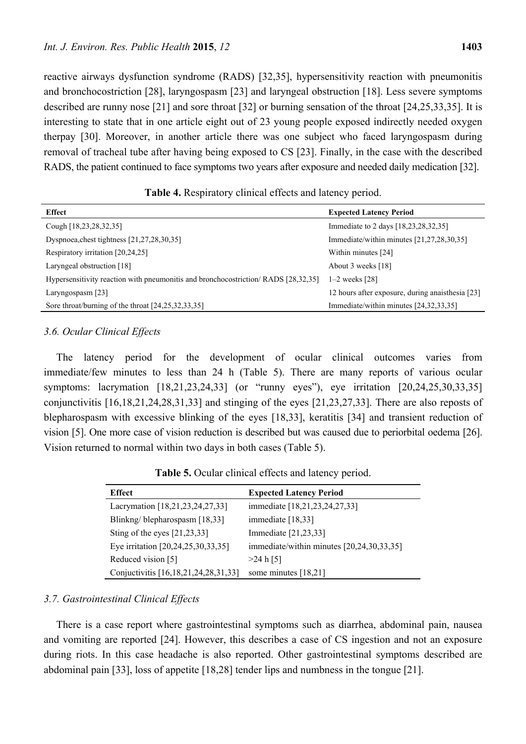reactive airways dysfunction syndrome (RADS) [32,35], hypersensitivity reaction with pneumonitis and bronchocostriction [28], laryngospasm [23] and laryngeal obstruction [18]. Less severe symptoms described are runny nose [21] and sore throat [32] or burning sensation of the throat [24,25,33,35]. It is interesting to state that in one article eight out of 23 young people exposed indirectly needed oxygen therpay [30]. Moreover, in another article there was one subject who faced laryngospasm during removal of tracheal tube after having being exposed to CS [23]. Finally, in the case with the described RADS, the patient continued to face symptoms two years after exposure and needed daily medication [32].

**Table 4.** Respiratory clinical effects and latency period.

| Effect | Expected Latency Period |
|---|---|
| Cough [18,23,28,32,35] | Immediate to 2 days [18,23,28,32,35] |
| Dyspnoea,chest tightness [21,27,28,30,35] | Immediate/within minutes [21,27,28,30,35] |
| Respiratory irritation [20,24,25] | Within minutes [24] |
| Laryngeal obstruction [18] | About 3 weeks [18] |
| Hypersensitivity reaction with pneumonitis and bronchocostriction/ RADS [28,32,35] | 1–2 weeks [28] |
| Laryngospasm [23] | 12 hours after exposure, during anaisthesia [23] |
| Sore throat/burning of the throat [24,25,32,33,35] | Immediate/within minutes [24,32,33,35] |

### 3.6. Ocular Clinical Effects

The latency period for the development of ocular clinical outcomes varies from immediate/few minutes to less than 24 h (Table 5). There are many reports of various ocular symptoms: lacrymation [18,21,23,24,33] (or "runny eyes"), eye irritation [20,24,25,30,33,35] conjunctivitis [16,18,21,24,28,31,33] and stinging of the eyes [21,23,27,33]. There are also reposts of blepharospasm with excessive blinking of the eyes [18,33], keratitis [34] and transient reduction of vision [5]. One more case of vision reduction is described but was caused due to periorbital oedema [26]. Vision returned to normal within two days in both cases (Table 5).

**Table 5.** Ocular clinical effects and latency period.

| Effect | Expected Latency Period |
|---|---|
| Lacrymation [18,21,23,24,27,33] | immediate [18,21,23,24,27,33] |
| Blinkng/ blepharospasm [18,33] | immediate [18,33] |
| Sting of the eyes [21,23,33] | Immediate [21,23,33] |
| Eye irritation [20,24,25,30,33,35] | immediate/within minutes [20,24,30,33,35] |
| Reduced vision [5] | >24 h [5] |
| Conjuctivitis [16,18,21,24,28,31,33] | some minutes [18,21] |

### 3.7. Gastrointestinal Clinical Effects

There is a case report where gastrointestinal symptoms such as diarrhea, abdominal pain, nausea and vomiting are reported [24]. However, this describes a case of CS ingestion and not an exposure during riots. In this case headache is also reported. Other gastrointestinal symptoms described are abdominal pain [33], loss of appetite [18,28] tender lips and numbness in the tongue [21].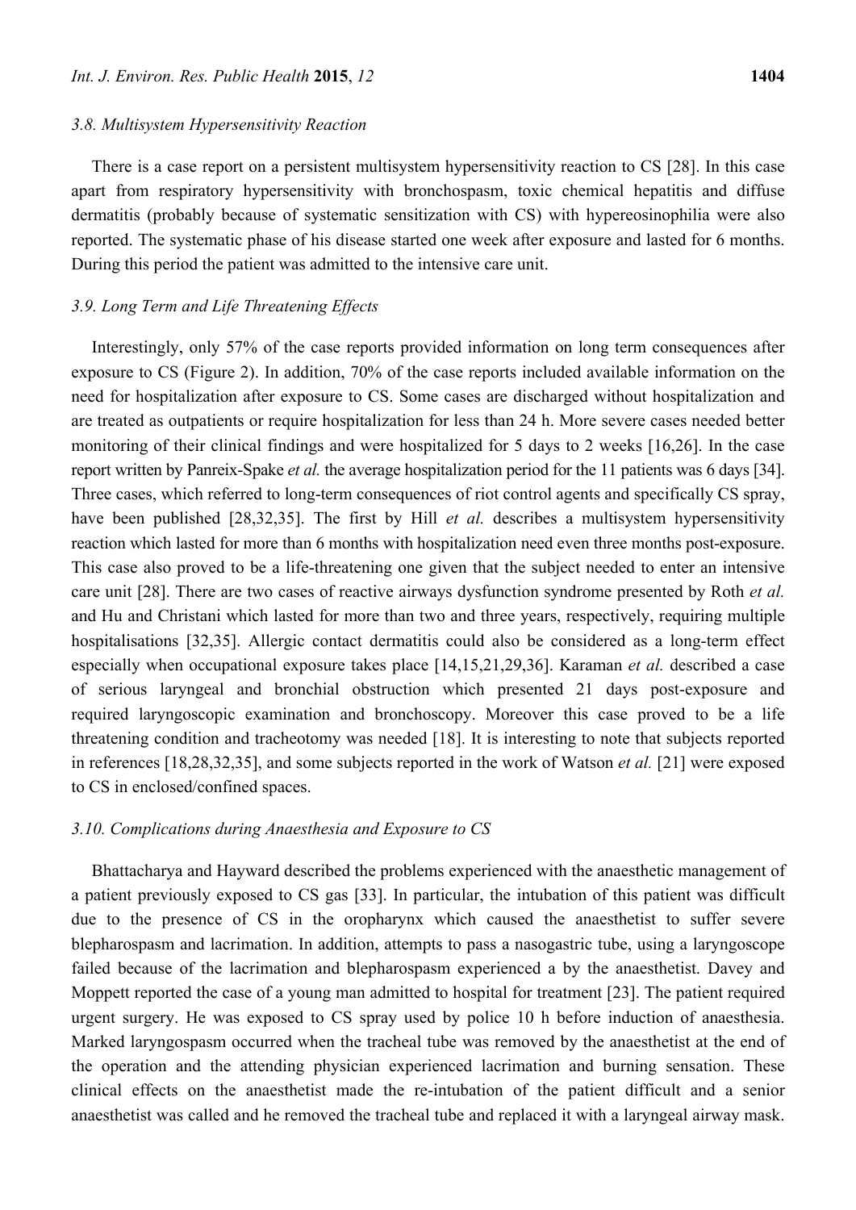### 3.8. Multisystem Hypersensitivity Reaction

There is a case report on a persistent multisystem hypersensitivity reaction to CS [28]. In this case apart from respiratory hypersensitivity with bronchospasm, toxic chemical hepatitis and diffuse dermatitis (probably because of systematic sensitization with CS) with hypereosinophilia were also reported. The systematic phase of his disease started one week after exposure and lasted for 6 months. During this period the patient was admitted to the intensive care unit.

### 3.9. Long Term and Life Threatening Effects

Interestingly, only 57% of the case reports provided information on long term consequences after exposure to CS (Figure 2). In addition, 70% of the case reports included available information on the need for hospitalization after exposure to CS. Some cases are discharged without hospitalization and are treated as outpatients or require hospitalization for less than 24 h. More severe cases needed better monitoring of their clinical findings and were hospitalized for 5 days to 2 weeks [16,26]. In the case report written by Panreix-Spake *et al.* the average hospitalization period for the 11 patients was 6 days [34]. Three cases, which referred to long-term consequences of riot control agents and specifically CS spray, have been published [28,32,35]. The first by Hill *et al.* describes a multisystem hypersensitivity reaction which lasted for more than 6 months with hospitalization need even three months post-exposure. This case also proved to be a life-threatening one given that the subject needed to enter an intensive care unit [28]. There are two cases of reactive airways dysfunction syndrome presented by Roth *et al.* and Hu and Christani which lasted for more than two and three years, respectively, requiring multiple hospitalisations [32,35]. Allergic contact dermatitis could also be considered as a long-term effect especially when occupational exposure takes place [14,15,21,29,36]. Karaman *et al.* described a case of serious laryngeal and bronchial obstruction which presented 21 days post-exposure and required laryngoscopic examination and bronchoscopy. Moreover this case proved to be a life threatening condition and tracheotomy was needed [18]. It is interesting to note that subjects reported in references [18,28,32,35], and some subjects reported in the work of Watson *et al.* [21] were exposed to CS in enclosed/confined spaces.

### 3.10. Complications during Anaesthesia and Exposure to CS

Bhattacharya and Hayward described the problems experienced with the anaesthetic management of a patient previously exposed to CS gas [33]. In particular, the intubation of this patient was difficult due to the presence of CS in the oropharynx which caused the anaesthetist to suffer severe blepharospasm and lacrimation. In addition, attempts to pass a nasogastric tube, using a laryngoscope failed because of the lacrimation and blepharospasm experienced a by the anaesthetist. Davey and Moppett reported the case of a young man admitted to hospital for treatment [23]. The patient required urgent surgery. He was exposed to CS spray used by police 10 h before induction of anaesthesia. Marked laryngospasm occurred when the tracheal tube was removed by the anaesthetist at the end of the operation and the attending physician experienced lacrimation and burning sensation. These clinical effects on the anaesthetist made the re-intubation of the patient difficult and a senior anaesthetist was called and he removed the tracheal tube and replaced it with a laryngeal airway mask.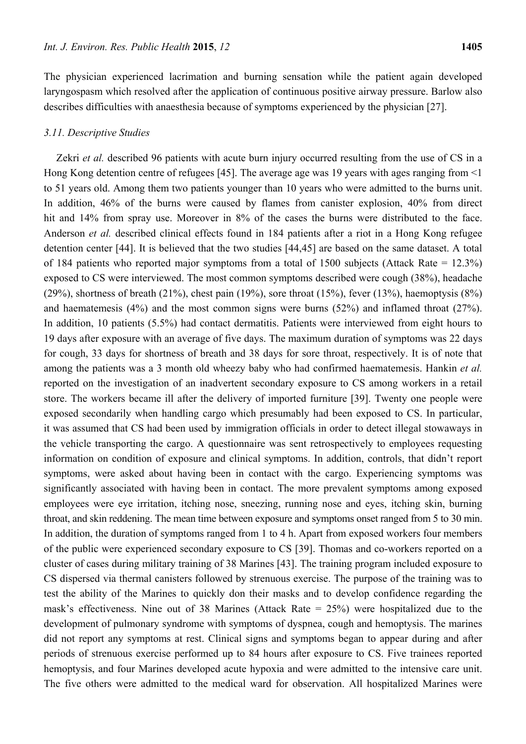The physician experienced lacrimation and burning sensation while the patient again developed laryngospasm which resolved after the application of continuous positive airway pressure. Barlow also describes difficulties with anaesthesia because of symptoms experienced by the physician [27].

### *3.11. Descriptive Studies*

Zekri *et al.* described 96 patients with acute burn injury occurred resulting from the use of CS in a Hong Kong detention centre of refugees [45]. The average age was 19 years with ages ranging from <1 to 51 years old. Among them two patients younger than 10 years who were admitted to the burns unit. In addition, 46% of the burns were caused by flames from canister explosion, 40% from direct hit and 14% from spray use. Moreover in 8% of the cases the burns were distributed to the face. Anderson *et al.* described clinical effects found in 184 patients after a riot in a Hong Kong refugee detention center [44]. It is believed that the two studies [44,45] are based on the same dataset. A total of 184 patients who reported major symptoms from a total of 1500 subjects (Attack Rate = 12.3%) exposed to CS were interviewed. The most common symptoms described were cough (38%), headache (29%), shortness of breath (21%), chest pain (19%), sore throat (15%), fever (13%), haemoptysis (8%) and haematemesis (4%) and the most common signs were burns (52%) and inflamed throat (27%). In addition, 10 patients (5.5%) had contact dermatitis. Patients were interviewed from eight hours to 19 days after exposure with an average of five days. The maximum duration of symptoms was 22 days for cough, 33 days for shortness of breath and 38 days for sore throat, respectively. It is of note that among the patients was a 3 month old wheezy baby who had confirmed haematemesis. Hankin *et al.* reported on the investigation of an inadvertent secondary exposure to CS among workers in a retail store. The workers became ill after the delivery of imported furniture [39]. Twenty one people were exposed secondarily when handling cargo which presumably had been exposed to CS. In particular, it was assumed that CS had been used by immigration officials in order to detect illegal stowaways in the vehicle transporting the cargo. A questionnaire was sent retrospectively to employees requesting information on condition of exposure and clinical symptoms. In addition, controls, that didn't report symptoms, were asked about having been in contact with the cargo. Experiencing symptoms was significantly associated with having been in contact. The more prevalent symptoms among exposed employees were eye irritation, itching nose, sneezing, running nose and eyes, itching skin, burning throat, and skin reddening. The mean time between exposure and symptoms onset ranged from 5 to 30 min. In addition, the duration of symptoms ranged from 1 to 4 h. Apart from exposed workers four members of the public were experienced secondary exposure to CS [39]. Thomas and co-workers reported on a cluster of cases during military training of 38 Marines [43]. The training program included exposure to CS dispersed via thermal canisters followed by strenuous exercise. The purpose of the training was to test the ability of the Marines to quickly don their masks and to develop confidence regarding the mask's effectiveness. Nine out of 38 Marines (Attack Rate = 25%) were hospitalized due to the development of pulmonary syndrome with symptoms of dyspnea, cough and hemoptysis. The marines did not report any symptoms at rest. Clinical signs and symptoms began to appear during and after periods of strenuous exercise performed up to 84 hours after exposure to CS. Five trainees reported hemoptysis, and four Marines developed acute hypoxia and were admitted to the intensive care unit. The five others were admitted to the medical ward for observation. All hospitalized Marines were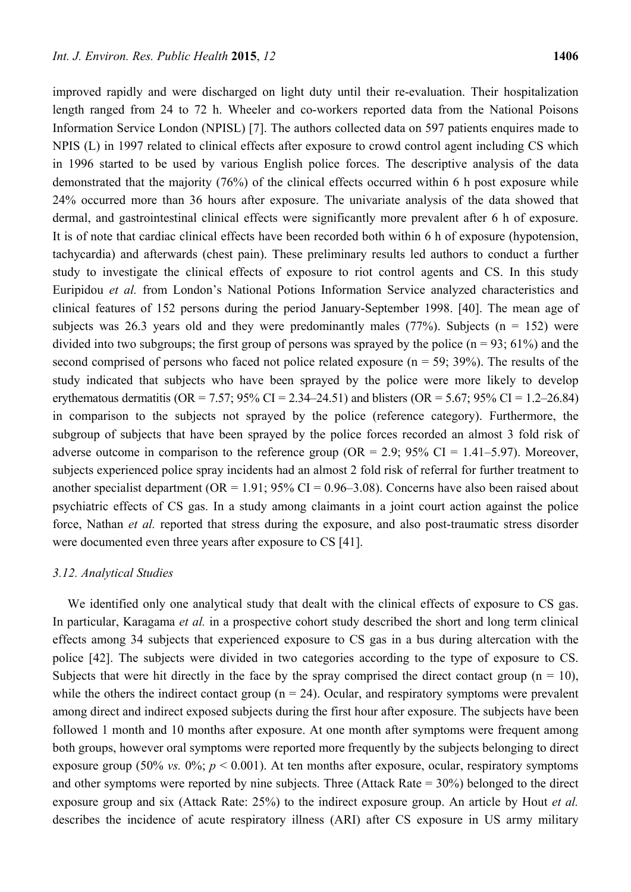improved rapidly and were discharged on light duty until their re-evaluation. Their hospitalization length ranged from 24 to 72 h. Wheeler and co-workers reported data from the National Poisons Information Service London (NPISL) [7]. The authors collected data on 597 patients enquires made to NPIS (L) in 1997 related to clinical effects after exposure to crowd control agent including CS which in 1996 started to be used by various English police forces. The descriptive analysis of the data demonstrated that the majority (76%) of the clinical effects occurred within 6 h post exposure while 24% occurred more than 36 hours after exposure. The univariate analysis of the data showed that dermal, and gastrointestinal clinical effects were significantly more prevalent after 6 h of exposure. It is of note that cardiac clinical effects have been recorded both within 6 h of exposure (hypotension, tachycardia) and afterwards (chest pain). These preliminary results led authors to conduct a further study to investigate the clinical effects of exposure to riot control agents and CS. In this study Euripidou *et al.* from London's National Potions Information Service analyzed characteristics and clinical features of 152 persons during the period January-September 1998. [40]. The mean age of subjects was 26.3 years old and they were predominantly males (77%). Subjects (n = 152) were divided into two subgroups; the first group of persons was sprayed by the police (n = 93; 61%) and the second comprised of persons who faced not police related exposure (n = 59; 39%). The results of the study indicated that subjects who have been sprayed by the police were more likely to develop erythematous dermatitis (OR = 7.57; 95% CI = 2.34–24.51) and blisters (OR = 5.67; 95% CI = 1.2–26.84) in comparison to the subjects not sprayed by the police (reference category). Furthermore, the subgroup of subjects that have been sprayed by the police forces recorded an almost 3 fold risk of adverse outcome in comparison to the reference group (OR = 2.9; 95% CI = 1.41–5.97). Moreover, subjects experienced police spray incidents had an almost 2 fold risk of referral for further treatment to another specialist department (OR = 1.91; 95% CI = 0.96–3.08). Concerns have also been raised about psychiatric effects of CS gas. In a study among claimants in a joint court action against the police force, Nathan *et al.* reported that stress during the exposure, and also post-traumatic stress disorder were documented even three years after exposure to CS [41].

### 3.12. Analytical Studies

We identified only one analytical study that dealt with the clinical effects of exposure to CS gas. In particular, Karagama *et al.* in a prospective cohort study described the short and long term clinical effects among 34 subjects that experienced exposure to CS gas in a bus during altercation with the police [42]. The subjects were divided in two categories according to the type of exposure to CS. Subjects that were hit directly in the face by the spray comprised the direct contact group (n = 10), while the others the indirect contact group (n = 24). Ocular, and respiratory symptoms were prevalent among direct and indirect exposed subjects during the first hour after exposure. The subjects have been followed 1 month and 10 months after exposure. At one month after symptoms were frequent among both groups, however oral symptoms were reported more frequently by the subjects belonging to direct exposure group (50% *vs.* 0%; $p < 0.001$). At ten months after exposure, ocular, respiratory symptoms and other symptoms were reported by nine subjects. Three (Attack Rate = 30%) belonged to the direct exposure group and six (Attack Rate: 25%) to the indirect exposure group. An article by Hout *et al.* describes the incidence of acute respiratory illness (ARI) after CS exposure in US army military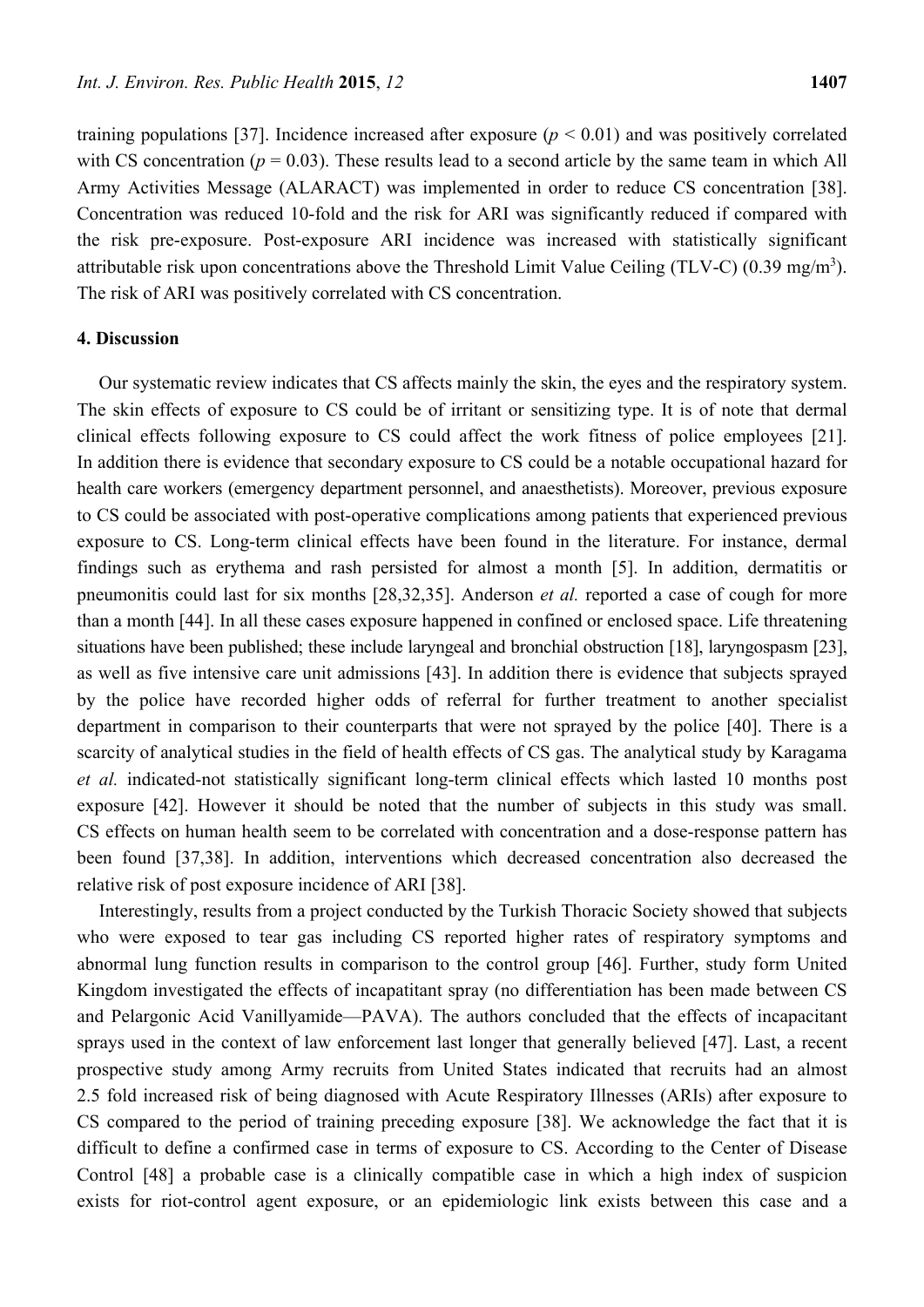training populations [37]. Incidence increased after exposure ($p < 0.01$) and was positively correlated with CS concentration ($p = 0.03$). These results lead to a second article by the same team in which All Army Activities Message (ALARACT) was implemented in order to reduce CS concentration [38]. Concentration was reduced 10-fold and the risk for ARI was significantly reduced if compared with the risk pre-exposure. Post-exposure ARI incidence was increased with statistically significant attributable risk upon concentrations above the Threshold Limit Value Ceiling (TLV-C) (0.39 mg/m$^3$). The risk of ARI was positively correlated with CS concentration.

## 4. Discussion

Our systematic review indicates that CS affects mainly the skin, the eyes and the respiratory system. The skin effects of exposure to CS could be of irritant or sensitizing type. It is of note that dermal clinical effects following exposure to CS could affect the work fitness of police employees [21]. In addition there is evidence that secondary exposure to CS could be a notable occupational hazard for health care workers (emergency department personnel, and anaesthetists). Moreover, previous exposure to CS could be associated with post-operative complications among patients that experienced previous exposure to CS. Long-term clinical effects have been found in the literature. For instance, dermal findings such as erythema and rash persisted for almost a month [5]. In addition, dermatitis or pneumonitis could last for six months [28,32,35]. Anderson *et al.* reported a case of cough for more than a month [44]. In all these cases exposure happened in confined or enclosed space. Life threatening situations have been published; these include laryngeal and bronchial obstruction [18], laryngospasm [23], as well as five intensive care unit admissions [43]. In addition there is evidence that subjects sprayed by the police have recorded higher odds of referral for further treatment to another specialist department in comparison to their counterparts that were not sprayed by the police [40]. There is a scarcity of analytical studies in the field of health effects of CS gas. The analytical study by Karagama *et al.* indicated-not statistically significant long-term clinical effects which lasted 10 months post exposure [42]. However it should be noted that the number of subjects in this study was small. CS effects on human health seem to be correlated with concentration and a dose-response pattern has been found [37,38]. In addition, interventions which decreased concentration also decreased the relative risk of post exposure incidence of ARI [38].

Interestingly, results from a project conducted by the Turkish Thoracic Society showed that subjects who were exposed to tear gas including CS reported higher rates of respiratory symptoms and abnormal lung function results in comparison to the control group [46]. Further, study form United Kingdom investigated the effects of incapatitant spray (no differentiation has been made between CS and Pelargonic Acid Vanillyamide—PAVA). The authors concluded that the effects of incapacitant sprays used in the context of law enforcement last longer that generally believed [47]. Last, a recent prospective study among Army recruits from United States indicated that recruits had an almost 2.5 fold increased risk of being diagnosed with Acute Respiratory Illnesses (ARIs) after exposure to CS compared to the period of training preceding exposure [38]. We acknowledge the fact that it is difficult to define a confirmed case in terms of exposure to CS. According to the Center of Disease Control [48] a probable case is a clinically compatible case in which a high index of suspicion exists for riot-control agent exposure, or an epidemiologic link exists between this case and a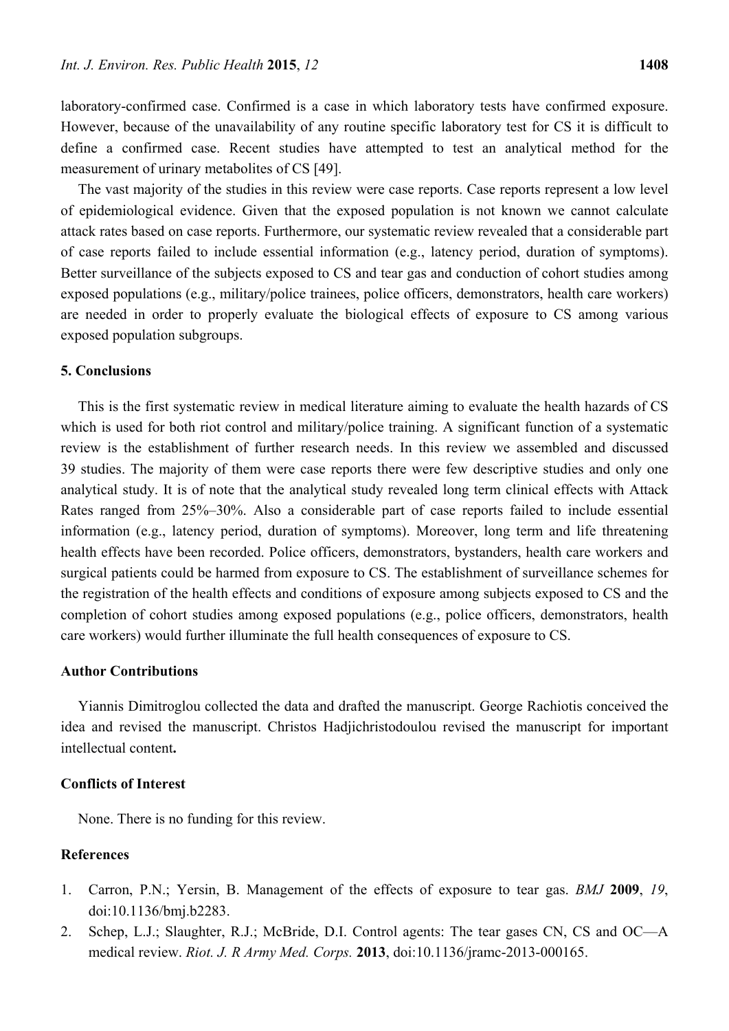laboratory-confirmed case. Confirmed is a case in which laboratory tests have confirmed exposure. However, because of the unavailability of any routine specific laboratory test for CS it is difficult to define a confirmed case. Recent studies have attempted to test an analytical method for the measurement of urinary metabolites of CS [49].

The vast majority of the studies in this review were case reports. Case reports represent a low level of epidemiological evidence. Given that the exposed population is not known we cannot calculate attack rates based on case reports. Furthermore, our systematic review revealed that a considerable part of case reports failed to include essential information (e.g., latency period, duration of symptoms). Better surveillance of the subjects exposed to CS and tear gas and conduction of cohort studies among exposed populations (e.g., military/police trainees, police officers, demonstrators, health care workers) are needed in order to properly evaluate the biological effects of exposure to CS among various exposed population subgroups.

## 5. Conclusions

This is the first systematic review in medical literature aiming to evaluate the health hazards of CS which is used for both riot control and military/police training. A significant function of a systematic review is the establishment of further research needs. In this review we assembled and discussed 39 studies. The majority of them were case reports there were few descriptive studies and only one analytical study. It is of note that the analytical study revealed long term clinical effects with Attack Rates ranged from 25%–30%. Also a considerable part of case reports failed to include essential information (e.g., latency period, duration of symptoms). Moreover, long term and life threatening health effects have been recorded. Police officers, demonstrators, bystanders, health care workers and surgical patients could be harmed from exposure to CS. The establishment of surveillance schemes for the registration of the health effects and conditions of exposure among subjects exposed to CS and the completion of cohort studies among exposed populations (e.g., police officers, demonstrators, health care workers) would further illuminate the full health consequences of exposure to CS.

## Author Contributions

Yiannis Dimitroglou collected the data and drafted the manuscript. George Rachiotis conceived the idea and revised the manuscript. Christos Hadjichristodoulou revised the manuscript for important intellectual content**.**

## Conflicts of Interest

None. There is no funding for this review.

## References

1. Carron, P.N.; Yersin, B. Management of the effects of exposure to tear gas. *BMJ* **2009**, *19*, doi:10.1136/bmj.b2283.
2. Schep, L.J.; Slaughter, R.J.; McBride, D.I. Control agents: The tear gases CN, CS and OC—A medical review. *Riot. J. R Army Med. Corps.* **2013**, doi:10.1136/jramc-2013-000165.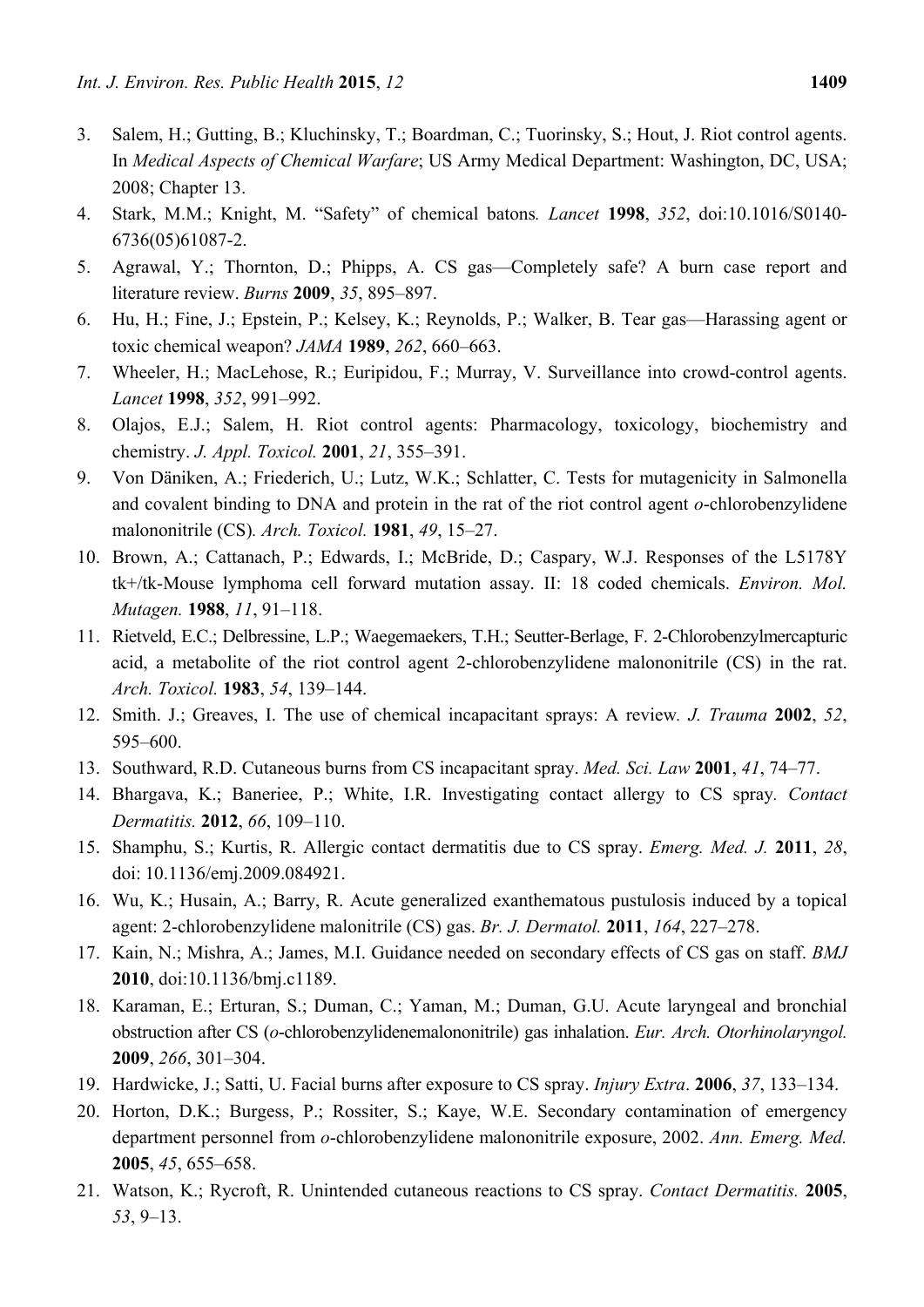3. Salem, H.; Gutting, B.; Kluchinsky, T.; Boardman, C.; Tuorinsky, S.; Hout, J. Riot control agents. In *Medical Aspects of Chemical Warfare*; US Army Medical Department: Washington, DC, USA; 2008; Chapter 13.
4. Stark, M.M.; Knight, M. "Safety" of chemical batons. *Lancet* **1998**, *352*, doi:10.1016/S0140-6736(05)61087-2.
5. Agrawal, Y.; Thornton, D.; Phipps, A. CS gas—Completely safe? A burn case report and literature review. *Burns* **2009**, *35*, 895–897.
6. Hu, H.; Fine, J.; Epstein, P.; Kelsey, K.; Reynolds, P.; Walker, B. Tear gas—Harassing agent or toxic chemical weapon? *JAMA* **1989**, *262*, 660–663.
7. Wheeler, H.; MacLehose, R.; Euripidou, F.; Murray, V. Surveillance into crowd-control agents. *Lancet* **1998**, *352*, 991–992.
8. Olajos, E.J.; Salem, H. Riot control agents: Pharmacology, toxicology, biochemistry and chemistry. *J. Appl. Toxicol.* **2001**, *21*, 355–391.
9. Von Däniken, A.; Friederich, U.; Lutz, W.K.; Schlatter, C. Tests for mutagenicity in Salmonella and covalent binding to DNA and protein in the rat of the riot control agent *o*-chlorobenzylidene malononitrile (CS). *Arch. Toxicol.* **1981**, *49*, 15–27.
10. Brown, A.; Cattanach, P.; Edwards, I.; McBride, D.; Caspary, W.J. Responses of the L5178Y tk+/tk-Mouse lymphoma cell forward mutation assay. II: 18 coded chemicals. *Environ. Mol. Mutagen.* **1988**, *11*, 91–118.
11. Rietveld, E.C.; Delbressine, L.P.; Waegemaekers, T.H.; Seutter-Berlage, F. 2-Chlorobenzylmercapturic acid, a metabolite of the riot control agent 2-chlorobenzylidene malononitrile (CS) in the rat. *Arch. Toxicol.* **1983**, *54*, 139–144.
12. Smith. J.; Greaves, I. The use of chemical incapacitant sprays: A review. *J. Trauma* **2002**, *52*, 595–600.
13. Southward, R.D. Cutaneous burns from CS incapacitant spray. *Med. Sci. Law* **2001**, *41*, 74–77.
14. Bhargava, K.; Baneriee, P.; White, I.R. Investigating contact allergy to CS spray. *Contact Dermatitis.* **2012**, *66*, 109–110.
15. Shamphu, S.; Kurtis, R. Allergic contact dermatitis due to CS spray. *Emerg. Med. J.* **2011**, *28*, doi: 10.1136/emj.2009.084921.
16. Wu, K.; Husain, A.; Barry, R. Acute generalized exanthematous pustulosis induced by a topical agent: 2-chlorobenzylidene malonitrile (CS) gas. *Br. J. Dermatol.* **2011**, *164*, 227–278.
17. Kain, N.; Mishra, A.; James, M.I. Guidance needed on secondary effects of CS gas on staff. *BMJ* **2010**, doi:10.1136/bmj.c1189.
18. Karaman, E.; Erturan, S.; Duman, C.; Yaman, M.; Duman, G.U. Acute laryngeal and bronchial obstruction after CS (*o*-chlorobenzylidenemalononitrile) gas inhalation. *Eur. Arch. Otorhinolaryngol.* **2009**, *266*, 301–304.
19. Hardwicke, J.; Satti, U. Facial burns after exposure to CS spray. *Injury Extra*. **2006**, *37*, 133–134.
20. Horton, D.K.; Burgess, P.; Rossiter, S.; Kaye, W.E. Secondary contamination of emergency department personnel from *o*-chlorobenzylidene malononitrile exposure, 2002. *Ann. Emerg. Med.* **2005**, *45*, 655–658.
21. Watson, K.; Rycroft, R. Unintended cutaneous reactions to CS spray. *Contact Dermatitis.* **2005**, *53*, 9–13.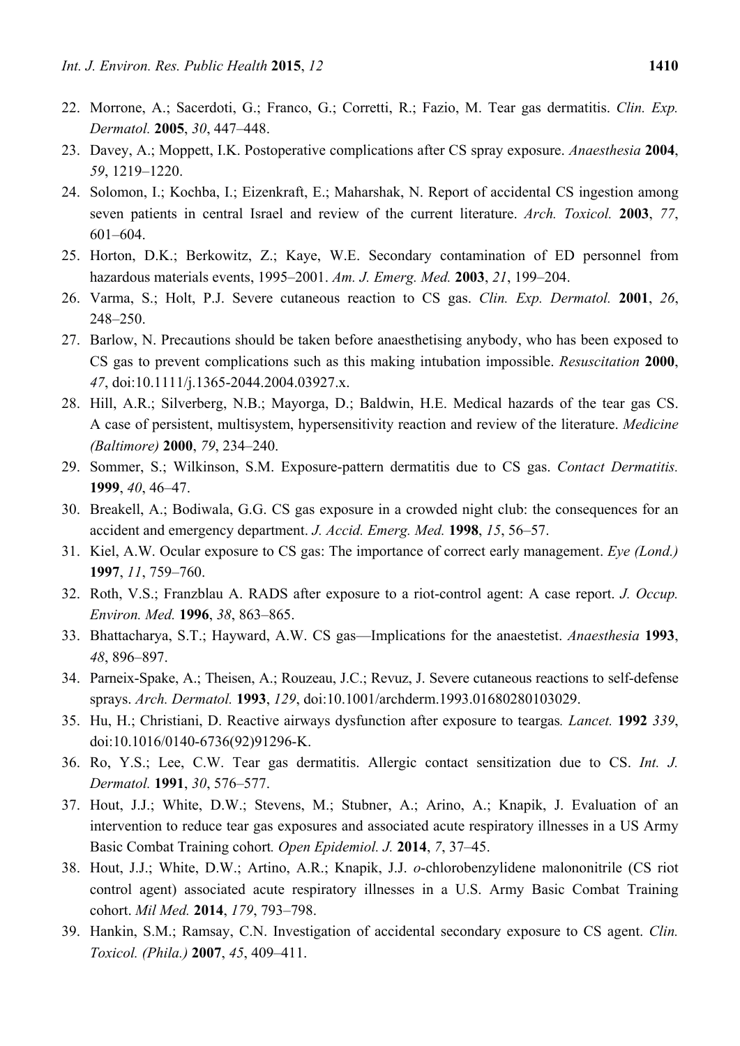22. Morrone, A.; Sacerdoti, G.; Franco, G.; Corretti, R.; Fazio, M. Tear gas dermatitis. *Clin. Exp. Dermatol.* **2005**, *30*, 447–448.
23. Davey, A.; Moppett, I.K. Postoperative complications after CS spray exposure. *Anaesthesia* **2004**, *59*, 1219–1220.
24. Solomon, I.; Kochba, I.; Eizenkraft, E.; Maharshak, N. Report of accidental CS ingestion among seven patients in central Israel and review of the current literature. *Arch. Toxicol.* **2003**, *77*, 601–604.
25. Horton, D.K.; Berkowitz, Z.; Kaye, W.E. Secondary contamination of ED personnel from hazardous materials events, 1995–2001. *Am. J. Emerg. Med.* **2003**, *21*, 199–204.
26. Varma, S.; Holt, P.J. Severe cutaneous reaction to CS gas. *Clin. Exp. Dermatol.* **2001**, *26*, 248–250.
27. Barlow, N. Precautions should be taken before anaesthetising anybody, who has been exposed to CS gas to prevent complications such as this making intubation impossible. *Resuscitation* **2000**, *47*, doi:10.1111/j.1365-2044.2004.03927.x.
28. Hill, A.R.; Silverberg, N.B.; Mayorga, D.; Baldwin, H.E. Medical hazards of the tear gas CS. A case of persistent, multisystem, hypersensitivity reaction and review of the literature. *Medicine (Baltimore)* **2000**, *79*, 234–240.
29. Sommer, S.; Wilkinson, S.M. Exposure-pattern dermatitis due to CS gas. *Contact Dermatitis.* **1999**, *40*, 46–47.
30. Breakell, A.; Bodiwala, G.G. CS gas exposure in a crowded night club: the consequences for an accident and emergency department. *J. Accid. Emerg. Med.* **1998**, *15*, 56–57.
31. Kiel, A.W. Ocular exposure to CS gas: The importance of correct early management. *Eye (Lond.)* **1997**, *11*, 759–760.
32. Roth, V.S.; Franzblau A. RADS after exposure to a riot-control agent: A case report. *J. Occup. Environ. Med.* **1996**, *38*, 863–865.
33. Bhattacharya, S.T.; Hayward, A.W. CS gas—Implications for the anaestetist. *Anaesthesia* **1993**, *48*, 896–897.
34. Parneix-Spake, A.; Theisen, A.; Rouzeau, J.C.; Revuz, J. Severe cutaneous reactions to self-defense sprays. *Arch. Dermatol.* **1993**, *129*, doi:10.1001/archderm.1993.01680280103029.
35. Hu, H.; Christiani, D. Reactive airways dysfunction after exposure to teargas*. Lancet.* **1992** *339*, doi:10.1016/0140-6736(92)91296-K.
36. Ro, Y.S.; Lee, C.W. Tear gas dermatitis. Allergic contact sensitization due to CS. *Int. J. Dermatol.* **1991**, *30*, 576–577.
37. Hout, J.J.; White, D.W.; Stevens, M.; Stubner, A.; Arino, A.; Knapik, J. Evaluation of an intervention to reduce tear gas exposures and associated acute respiratory illnesses in a US Army Basic Combat Training cohort*. Open Epidemiol. J.* **2014**, *7*, 37–45.
38. Hout, J.J.; White, D.W.; Artino, A.R.; Knapik, J.J. *o*-chlorobenzylidene malononitrile (CS riot control agent) associated acute respiratory illnesses in a U.S. Army Basic Combat Training cohort. *Mil Med.* **2014**, *179*, 793–798.
39. Hankin, S.M.; Ramsay, C.N. Investigation of accidental secondary exposure to CS agent. *Clin. Toxicol. (Phila.)* **2007**, *45*, 409–411.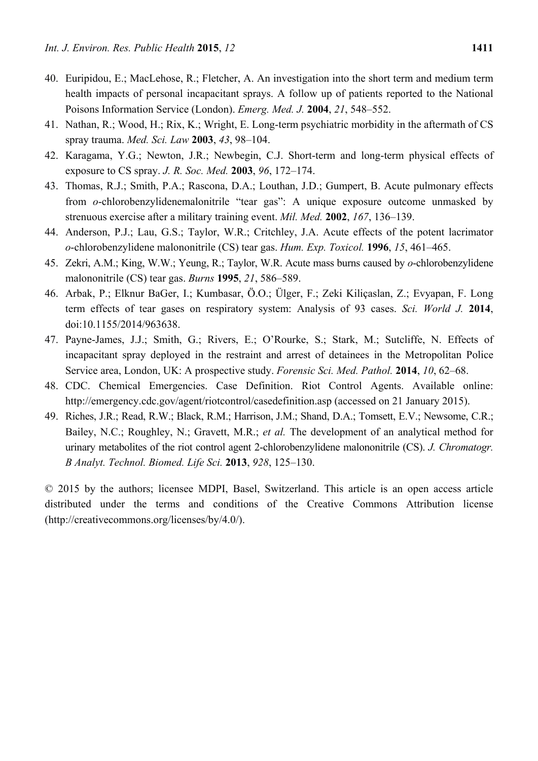40. Euripidou, E.; MacLehose, R.; Fletcher, A. An investigation into the short term and medium term health impacts of personal incapacitant sprays. A follow up of patients reported to the National Poisons Information Service (London). *Emerg. Med. J.* **2004**, *21*, 548–552.
41. Nathan, R.; Wood, H.; Rix, K.; Wright, E. Long-term psychiatric morbidity in the aftermath of CS spray trauma. *Med. Sci. Law* **2003**, *43*, 98–104.
42. Karagama, Y.G.; Newton, J.R.; Newbegin, C.J. Short-term and long-term physical effects of exposure to CS spray. *J. R. Soc. Med.* **2003**, *96*, 172–174.
43. Thomas, R.J.; Smith, P.A.; Rascona, D.A.; Louthan, J.D.; Gumpert, B. Acute pulmonary effects from *o*-chlorobenzylidenemalonitrile "tear gas": A unique exposure outcome unmasked by strenuous exercise after a military training event. *Mil. Med.* **2002**, *167*, 136–139.
44. Anderson, P.J.; Lau, G.S.; Taylor, W.R.; Critchley, J.A. Acute effects of the potent lacrimator *o*-chlorobenzylidene malononitrile (CS) tear gas. *Hum. Exp. Toxicol.* **1996**, *15*, 461–465.
45. Zekri, A.M.; King, W.W.; Yeung, R.; Taylor, W.R. Acute mass burns caused by *o*-chlorobenzylidene malononitrile (CS) tear gas. *Burns* **1995**, *21*, 586–589.
46. Arbak, P.; Elknur BaGer, I.; Kumbasar, Ö.O.; Ülger, F.; Zeki Kiliçaslan, Z.; Evyapan, F. Long term effects of tear gases on respiratory system: Analysis of 93 cases. *Sci. World J.* **2014**, doi:10.1155/2014/963638.
47. Payne-James, J.J.; Smith, G.; Rivers, E.; O'Rourke, S.; Stark, M.; Sutcliffe, N. Effects of incapacitant spray deployed in the restraint and arrest of detainees in the Metropolitan Police Service area, London, UK: A prospective study. *Forensic Sci. Med. Pathol.* **2014**, *10*, 62–68.
48. CDC. Chemical Emergencies. Case Definition. Riot Control Agents. Available online: http://emergency.cdc.gov/agent/riotcontrol/casedefinition.asp (accessed on 21 January 2015).
49. Riches, J.R.; Read, R.W.; Black, R.M.; Harrison, J.M.; Shand, D.A.; Tomsett, E.V.; Newsome, C.R.; Bailey, N.C.; Roughley, N.; Gravett, M.R.; *et al.* The development of an analytical method for urinary metabolites of the riot control agent 2-chlorobenzylidene malononitrile (CS). *J. Chromatogr. B Analyt. Technol. Biomed. Life Sci.* **2013**, *928*, 125–130.

© 2015 by the authors; licensee MDPI, Basel, Switzerland. This article is an open access article distributed under the terms and conditions of the Creative Commons Attribution license (http://creativecommons.org/licenses/by/4.0/).